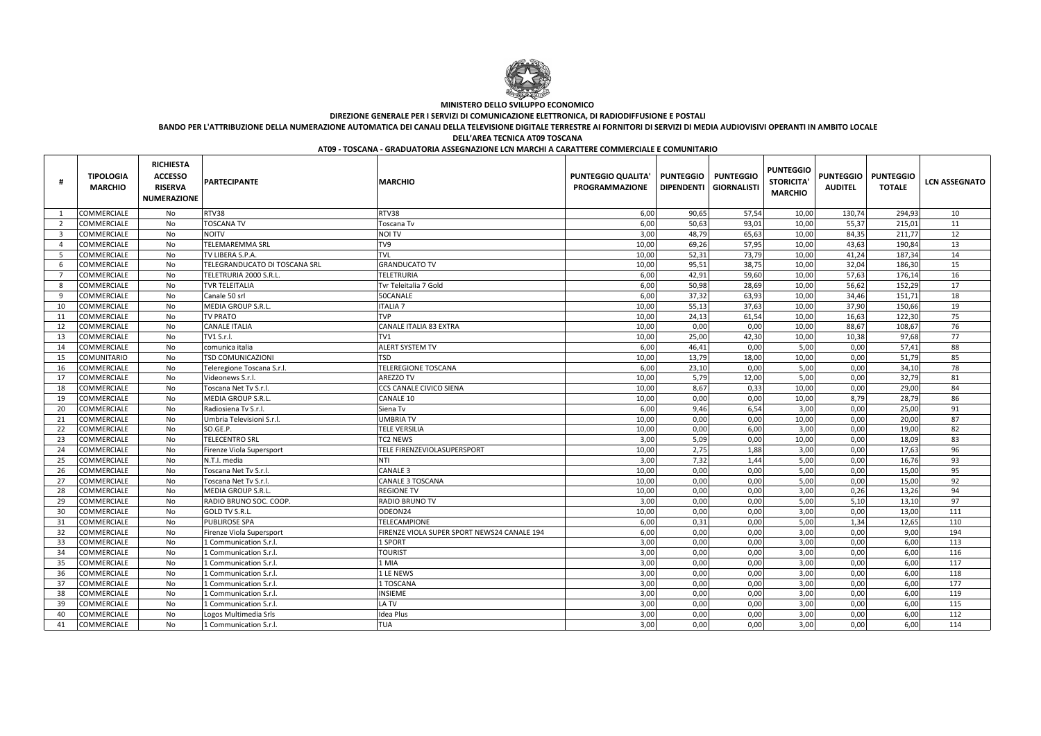**MINISTERO DELLO SVILUPPO ECONOMICO**

**DIREZIONE GENERALE PER I SERVIZI DI COMUNICAZIONE ELETTRONICA, DI RADIODIFFUSIONE E POSTALI**

**BANDO PER L'ATTRIBUZIONE DELLA NUMERAZIONE AUTOMATICA DEI CANALI DELLA TELEVISIONE DIGITALE TERRESTRE AI FORNITORI DI SERVIZI DI MEDIA AUDIOVISIVI OPERANTI IN AMBITO LOCALE**

**DELL'AREA TECNICA AT09 TOSCANA**

**AT09 - TOSCANA - GRADUATORIA ASSEGNAZIONE LCN MARCHI A CARATTERE COMMERCIALE E COMUNITARIO**

| # | TIPOLOGIA MARCHIO | RICHIESTA ACCESSO RISERVA NUMERAZIONE | PARTECIPANTE | MARCHIO | PUNTEGGIO QUALITA' PROGRAMMAZIONE | PUNTEGGIO DIPENDENTI | PUNTEGGIO GIORNALISTI | PUNTEGGIO STORICITA' MARCHIO | PUNTEGGIO AUDITEL | PUNTEGGIO TOTALE | LCN ASSEGNATO |
|---|---|---|---|---|---|---|---|---|---|---|---|
| 1 | COMMERCIALE | No | RTV38 | RTV38 | 6,00 | 90,65 | 57,54 | 10,00 | 130,74 | 294,93 | 10 |
| 2 | COMMERCIALE | No | TOSCANA TV | Toscana Tv | 6,00 | 50,63 | 93,01 | 10,00 | 55,37 | 215,01 | 11 |
| 3 | COMMERCIALE | No | NOITV | NOI TV | 3,00 | 48,79 | 65,63 | 10,00 | 84,35 | 211,77 | 12 |
| 4 | COMMERCIALE | No | TELEMAREMMA SRL | TV9 | 10,00 | 69,26 | 57,95 | 10,00 | 43,63 | 190,84 | 13 |
| 5 | COMMERCIALE | No | TV LIBERA S.P.A. | TVL | 10,00 | 52,31 | 73,79 | 10,00 | 41,24 | 187,34 | 14 |
| 6 | COMMERCIALE | No | TELEGRANDUCATO DI TOSCANA SRL | GRANDUCATO TV | 10,00 | 95,51 | 38,75 | 10,00 | 32,04 | 186,30 | 15 |
| 7 | COMMERCIALE | No | TELETRURIA 2000 S.R.L. | TELETRURIA | 6,00 | 42,91 | 59,60 | 10,00 | 57,63 | 176,14 | 16 |
| 8 | COMMERCIALE | No | TVR TELEITALIA | Tvr Teleitalia 7 Gold | 6,00 | 50,98 | 28,69 | 10,00 | 56,62 | 152,29 | 17 |
| 9 | COMMERCIALE | No | Canale 50 srl | 50CANALE | 6,00 | 37,32 | 63,93 | 10,00 | 34,46 | 151,71 | 18 |
| 10 | COMMERCIALE | No | MEDIA GROUP S.R.L. | ITALIA 7 | 10,00 | 55,13 | 37,63 | 10,00 | 37,90 | 150,66 | 19 |
| 11 | COMMERCIALE | No | TV PRATO | TVP | 10,00 | 24,13 | 61,54 | 10,00 | 16,63 | 122,30 | 75 |
| 12 | COMMERCIALE | No | CANALE ITALIA | CANALE ITALIA 83 EXTRA | 10,00 | 0,00 | 0,00 | 10,00 | 88,67 | 108,67 | 76 |
| 13 | COMMERCIALE | No | TV1 S.r.l. | TV1 | 10,00 | 25,00 | 42,30 | 10,00 | 10,38 | 97,68 | 77 |
| 14 | COMMERCIALE | No | comunica italia | ALERT SYSTEM TV | 6,00 | 46,41 | 0,00 | 5,00 | 0,00 | 57,41 | 88 |
| 15 | COMUNITARIO | No | TSD COMUNICAZIONI | TSD | 10,00 | 13,79 | 18,00 | 10,00 | 0,00 | 51,79 | 85 |
| 16 | COMMERCIALE | No | Teleregione Toscana S.r.l. | TELEREGIONE TOSCANA | 6,00 | 23,10 | 0,00 | 5,00 | 0,00 | 34,10 | 78 |
| 17 | COMMERCIALE | No | Videonews S.r.l. | AREZZO TV | 10,00 | 5,79 | 12,00 | 5,00 | 0,00 | 32,79 | 81 |
| 18 | COMMERCIALE | No | Toscana Net Tv S.r.l. | CCS CANALE CIVICO SIENA | 10,00 | 8,67 | 0,33 | 10,00 | 0,00 | 29,00 | 84 |
| 19 | COMMERCIALE | No | MEDIA GROUP S.R.L. | CANALE 10 | 10,00 | 0,00 | 0,00 | 10,00 | 8,79 | 28,79 | 86 |
| 20 | COMMERCIALE | No | Radiosiena Tv S.r.l. | Siena Tv | 6,00 | 9,46 | 6,54 | 3,00 | 0,00 | 25,00 | 91 |
| 21 | COMMERCIALE | No | Umbria Televisioni S.r.l. | UMBRIA TV | 10,00 | 0,00 | 0,00 | 10,00 | 0,00 | 20,00 | 87 |
| 22 | COMMERCIALE | No | SO.GE.P. | TELE VERSILIA | 10,00 | 0,00 | 6,00 | 3,00 | 0,00 | 19,00 | 82 |
| 23 | COMMERCIALE | No | TELECENTRO SRL | TC2 NEWS | 3,00 | 5,09 | 0,00 | 10,00 | 0,00 | 18,09 | 83 |
| 24 | COMMERCIALE | No | Firenze Viola Supersport | TELE FIRENZEVIOLASUPERSPORT | 10,00 | 2,75 | 1,88 | 3,00 | 0,00 | 17,63 | 96 |
| 25 | COMMERCIALE | No | N.T.I. media | NTI | 3,00 | 7,32 | 1,44 | 5,00 | 0,00 | 16,76 | 93 |
| 26 | COMMERCIALE | No | Toscana Net Tv S.r.l. | CANALE 3 | 10,00 | 0,00 | 0,00 | 5,00 | 0,00 | 15,00 | 95 |
| 27 | COMMERCIALE | No | Toscana Net Tv S.r.l. | CANALE 3 TOSCANA | 10,00 | 0,00 | 0,00 | 5,00 | 0,00 | 15,00 | 92 |
| 28 | COMMERCIALE | No | MEDIA GROUP S.R.L. | REGIONE TV | 10,00 | 0,00 | 0,00 | 3,00 | 0,26 | 13,26 | 94 |
| 29 | COMMERCIALE | No | RADIO BRUNO SOC. COOP. | RADIO BRUNO TV | 3,00 | 0,00 | 0,00 | 5,00 | 5,10 | 13,10 | 97 |
| 30 | COMMERCIALE | No | GOLD TV S.R.L. | ODEON24 | 10,00 | 0,00 | 0,00 | 3,00 | 0,00 | 13,00 | 111 |
| 31 | COMMERCIALE | No | PUBLIROSE SPA | TELECAMPIONE | 6,00 | 0,31 | 0,00 | 5,00 | 1,34 | 12,65 | 110 |
| 32 | COMMERCIALE | No | Firenze Viola Supersport | FIRENZE VIOLA SUPER SPORT NEWS24 CANALE 194 | 6,00 | 0,00 | 0,00 | 3,00 | 0,00 | 9,00 | 194 |
| 33 | COMMERCIALE | No | 1 Communication S.r.l. | 1 SPORT | 3,00 | 0,00 | 0,00 | 3,00 | 0,00 | 6,00 | 113 |
| 34 | COMMERCIALE | No | 1 Communication S.r.l. | TOURIST | 3,00 | 0,00 | 0,00 | 3,00 | 0,00 | 6,00 | 116 |
| 35 | COMMERCIALE | No | 1 Communication S.r.l. | 1 MIA | 3,00 | 0,00 | 0,00 | 3,00 | 0,00 | 6,00 | 117 |
| 36 | COMMERCIALE | No | 1 Communication S.r.l. | 1 LE NEWS | 3,00 | 0,00 | 0,00 | 3,00 | 0,00 | 6,00 | 118 |
| 37 | COMMERCIALE | No | 1 Communication S.r.l. | 1 TOSCANA | 3,00 | 0,00 | 0,00 | 3,00 | 0,00 | 6,00 | 177 |
| 38 | COMMERCIALE | No | 1 Communication S.r.l. | INSIEME | 3,00 | 0,00 | 0,00 | 3,00 | 0,00 | 6,00 | 119 |
| 39 | COMMERCIALE | No | 1 Communication S.r.l. | LA TV | 3,00 | 0,00 | 0,00 | 3,00 | 0,00 | 6,00 | 115 |
| 40 | COMMERCIALE | No | Logos Multimedia Srls | Idea Plus | 3,00 | 0,00 | 0,00 | 3,00 | 0,00 | 6,00 | 112 |
| 41 | COMMERCIALE | No | 1 Communication S.r.l. | TUA | 3,00 | 0,00 | 0,00 | 3,00 | 0,00 | 6,00 | 114 |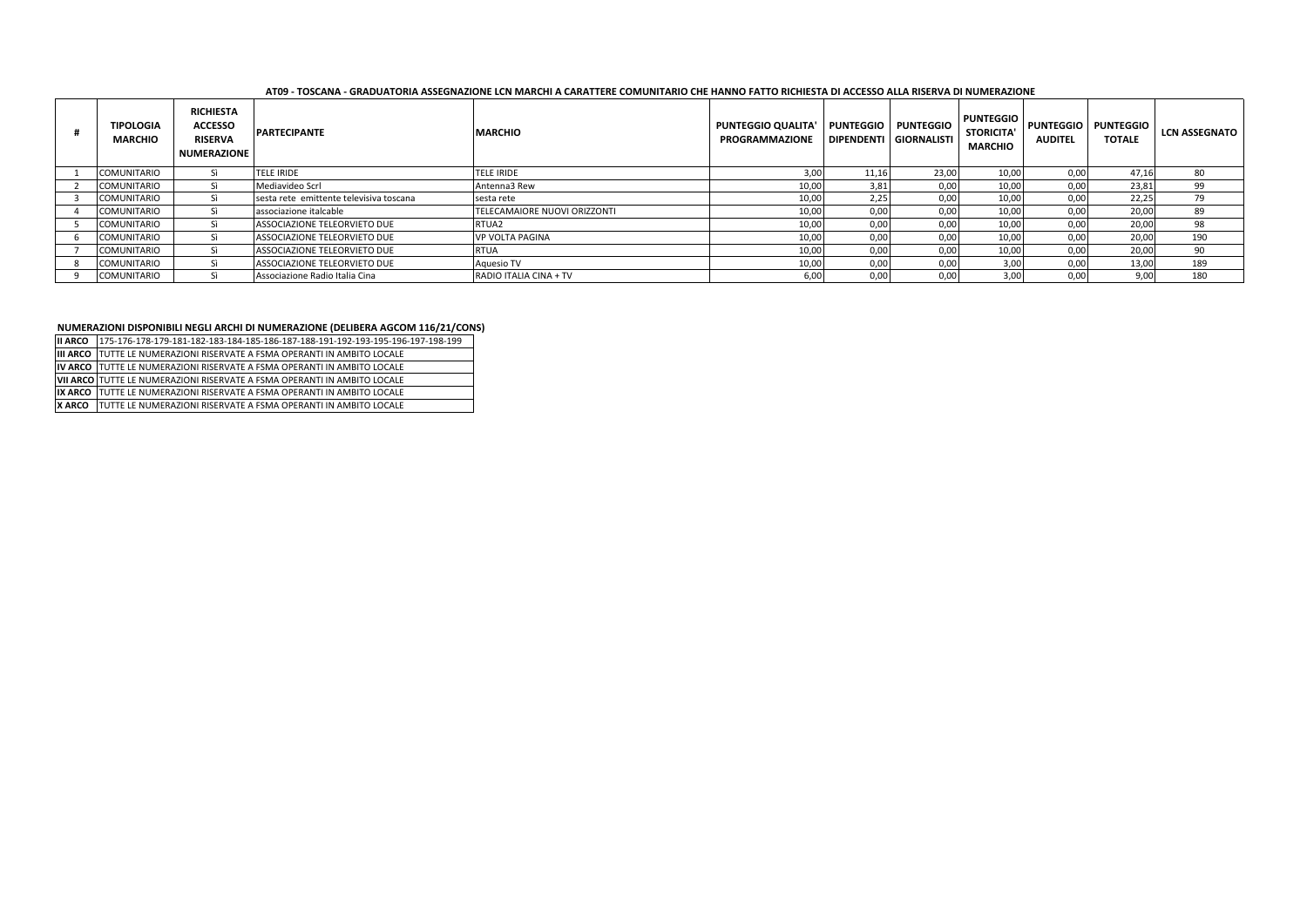**AT09 - TOSCANA - GRADUATORIA ASSEGNAZIONE LCN MARCHI A CARATTERE COMUNITARIO CHE HANNO FATTO RICHIESTA DI ACCESSO ALLA RISERVA DI NUMERAZIONE**

| # | TIPOLOGIA MARCHIO | RICHIESTA ACCESSO RISERVA NUMERAZIONE | PARTECIPANTE | MARCHIO | PUNTEGGIO QUALITA' PROGRAMMAZIONE | PUNTEGGIO DIPENDENTI | PUNTEGGIO GIORNALISTI | PUNTEGGIO STORICITA' MARCHIO | PUNTEGGIO AUDITEL | PUNTEGGIO TOTALE | LCN ASSEGNATO |
|---|---|---|---|---|---|---|---|---|---|---|---|
| 1 | COMUNITARIO | Sì | TELE IRIDE | TELE IRIDE | 3,00 | 11,16 | 23,00 | 10,00 | 0,00 | 47,16 | 80 |
| 2 | COMUNITARIO | Sì | Mediavideo Scrl | Antenna3 Rew | 10,00 | 3,81 | 0,00 | 10,00 | 0,00 | 23,81 | 99 |
| 3 | COMUNITARIO | Sì | sesta rete emittente televisiva toscana | sesta rete | 10,00 | 2,25 | 0,00 | 10,00 | 0,00 | 22,25 | 79 |
| 4 | COMUNITARIO | Sì | associazione italcable | TELECAMAIORE NUOVI ORIZZONTI | 10,00 | 0,00 | 0,00 | 10,00 | 0,00 | 20,00 | 89 |
| 5 | COMUNITARIO | Sì | ASSOCIAZIONE TELEORVIETO DUE | RTUA2 | 10,00 | 0,00 | 0,00 | 10,00 | 0,00 | 20,00 | 98 |
| 6 | COMUNITARIO | Sì | ASSOCIAZIONE TELEORVIETO DUE | VP VOLTA PAGINA | 10,00 | 0,00 | 0,00 | 10,00 | 0,00 | 20,00 | 190 |
| 7 | COMUNITARIO | Sì | ASSOCIAZIONE TELEORVIETO DUE | RTUA | 10,00 | 0,00 | 0,00 | 10,00 | 0,00 | 20,00 | 90 |
| 8 | COMUNITARIO | Sì | ASSOCIAZIONE TELEORVIETO DUE | Aquesio TV | 10,00 | 0,00 | 0,00 | 3,00 | 0,00 | 13,00 | 189 |
| 9 | COMUNITARIO | Sì | Associazione Radio Italia Cina | RADIO ITALIA CINA + TV | 6,00 | 0,00 | 0,00 | 3,00 | 0,00 | 9,00 | 180 |

**NUMERAZIONI DISPONIBILI NEGLI ARCHI DI NUMERAZIONE (DELIBERA AGCOM 116/21/CONS)**

| | |
|---|---|
| **II ARCO** | 175-176-178-179-181-182-183-184-185-186-187-188-191-192-193-195-196-197-198-199 |
| **III ARCO** | TUTTE LE NUMERAZIONI RISERVATE A FSMA OPERANTI IN AMBITO LOCALE |
| **IV ARCO** | TUTTE LE NUMERAZIONI RISERVATE A FSMA OPERANTI IN AMBITO LOCALE |
| **VII ARCO** | TUTTE LE NUMERAZIONI RISERVATE A FSMA OPERANTI IN AMBITO LOCALE |
| **IX ARCO** | TUTTE LE NUMERAZIONI RISERVATE A FSMA OPERANTI IN AMBITO LOCALE |
| **X ARCO** | TUTTE LE NUMERAZIONI RISERVATE A FSMA OPERANTI IN AMBITO LOCALE |